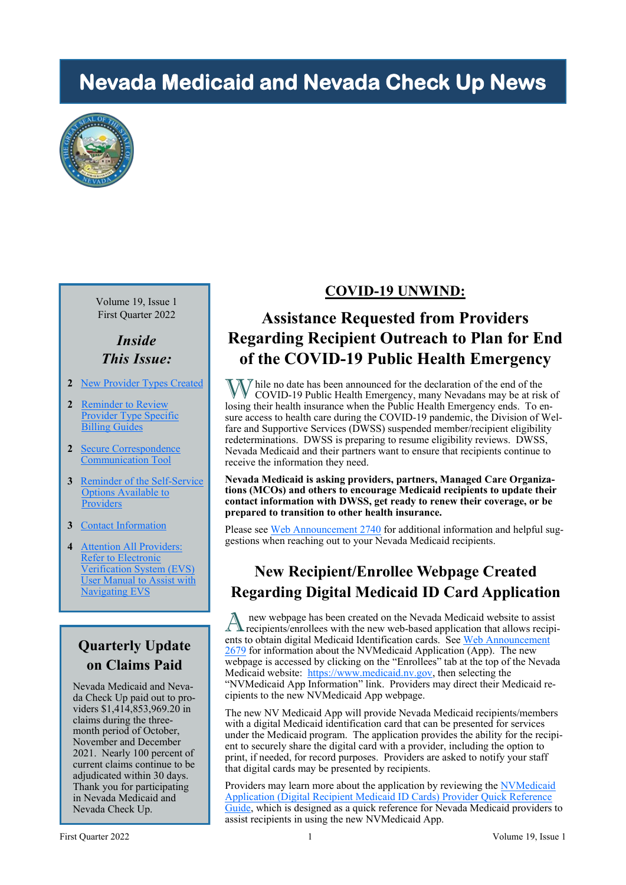# Nevada Medicaid and Nevada Check Up News

Volume 19, Issue 1
First Quarter 2022

## *Inside This Issue:*

- 2 New Provider Types Created
- 2 Reminder to Review Provider Type Specific Billing Guides
- 2 Secure Correspondence Communication Tool
- 3 Reminder of the Self-Service Options Available to Providers
- 3 Contact Information
- 4 Attention All Providers: Refer to Electronic Verification System (EVS) User Manual to Assist with Navigating EVS

## Quarterly Update on Claims Paid

Nevada Medicaid and Nevada Check Up paid out to providers $1,414,853,969.20 in claims during the three-month period of October, November and December 2021. Nearly 100 percent of current claims continue to be adjudicated within 30 days. Thank you for participating in Nevada Medicaid and Nevada Check Up.

## COVID-19 UNWIND:

## Assistance Requested from Providers Regarding Recipient Outreach to Plan for End of the COVID-19 Public Health Emergency

While no date has been announced for the declaration of the end of the COVID-19 Public Health Emergency, many Nevadans may be at risk of losing their health insurance when the Public Health Emergency ends. To ensure access to health care during the COVID-19 pandemic, the Division of Welfare and Supportive Services (DWSS) suspended member/recipient eligibility redeterminations. DWSS is preparing to resume eligibility reviews. DWSS, Nevada Medicaid and their partners want to ensure that recipients continue to receive the information they need.

**Nevada Medicaid is asking providers, partners, Managed Care Organizations (MCOs) and others to encourage Medicaid recipients to update their contact information with DWSS, get ready to renew their coverage, or be prepared to transition to other health insurance.**

Please see Web Announcement 2740 for additional information and helpful suggestions when reaching out to your Nevada Medicaid recipients.

## New Recipient/Enrollee Webpage Created Regarding Digital Medicaid ID Card Application

A new webpage has been created on the Nevada Medicaid website to assist recipients/enrollees with the new web-based application that allows recipients to obtain digital Medicaid Identification cards. See Web Announcement 2679 for information about the NVMedicaid Application (App). The new webpage is accessed by clicking on the "Enrollees" tab at the top of the Nevada Medicaid website: https://www.medicaid.nv.gov, then selecting the "NVMedicaid App Information" link. Providers may direct their Medicaid recipients to the new NVMedicaid App webpage.

The new NV Medicaid App will provide Nevada Medicaid recipients/members with a digital Medicaid identification card that can be presented for services under the Medicaid program. The application provides the ability for the recipient to securely share the digital card with a provider, including the option to print, if needed, for record purposes. Providers are asked to notify your staff that digital cards may be presented by recipients.

Providers may learn more about the application by reviewing the NVMedicaid Application (Digital Recipient Medicaid ID Cards) Provider Quick Reference Guide, which is designed as a quick reference for Nevada Medicaid providers to assist recipients in using the new NVMedicaid App.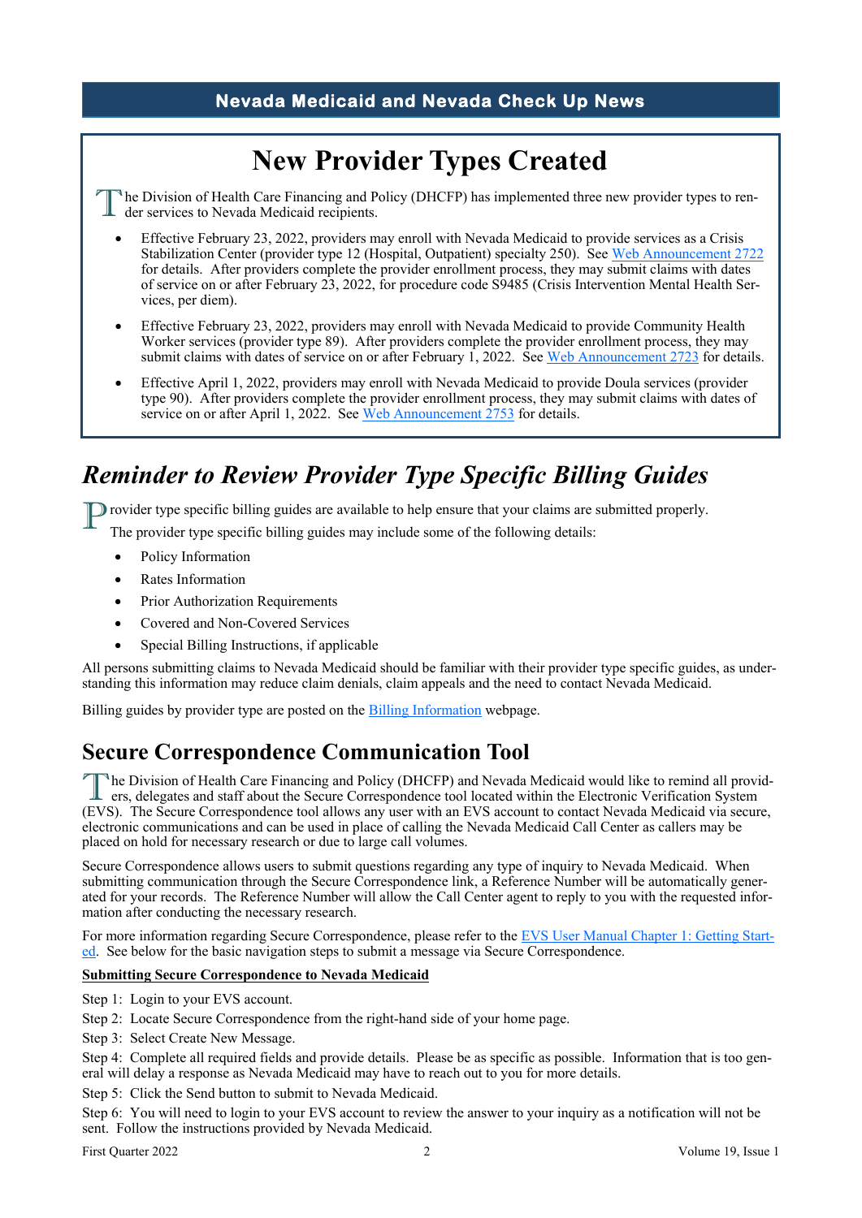## New Provider Types Created

The Division of Health Care Financing and Policy (DHCFP) has implemented three new provider types to render services to Nevada Medicaid recipients.

- Effective February 23, 2022, providers may enroll with Nevada Medicaid to provide services as a Crisis Stabilization Center (provider type 12 (Hospital, Outpatient) specialty 250). See Web Announcement 2722 for details. After providers complete the provider enrollment process, they may submit claims with dates of service on or after February 23, 2022, for procedure code S9485 (Crisis Intervention Mental Health Services, per diem).
- Effective February 23, 2022, providers may enroll with Nevada Medicaid to provide Community Health Worker services (provider type 89). After providers complete the provider enrollment process, they may submit claims with dates of service on or after February 1, 2022. See Web Announcement 2723 for details.
- Effective April 1, 2022, providers may enroll with Nevada Medicaid to provide Doula services (provider type 90). After providers complete the provider enrollment process, they may submit claims with dates of service on or after April 1, 2022. See Web Announcement 2753 for details.

## *Reminder to Review Provider Type Specific Billing Guides*

Provider type specific billing guides are available to help ensure that your claims are submitted properly. The provider type specific billing guides may include some of the following details:

- Policy Information
- Rates Information
- Prior Authorization Requirements
- Covered and Non-Covered Services
- Special Billing Instructions, if applicable

All persons submitting claims to Nevada Medicaid should be familiar with their provider type specific guides, as understanding this information may reduce claim denials, claim appeals and the need to contact Nevada Medicaid.

Billing guides by provider type are posted on the Billing Information webpage.

## Secure Correspondence Communication Tool

The Division of Health Care Financing and Policy (DHCFP) and Nevada Medicaid would like to remind all providers, delegates and staff about the Secure Correspondence tool located within the Electronic Verification System (EVS). The Secure Correspondence tool allows any user with an EVS account to contact Nevada Medicaid via secure, electronic communications and can be used in place of calling the Nevada Medicaid Call Center as callers may be placed on hold for necessary research or due to large call volumes.

Secure Correspondence allows users to submit questions regarding any type of inquiry to Nevada Medicaid. When submitting communication through the Secure Correspondence link, a Reference Number will be automatically generated for your records. The Reference Number will allow the Call Center agent to reply to you with the requested information after conducting the necessary research.

For more information regarding Secure Correspondence, please refer to the EVS User Manual Chapter 1: Getting Started. See below for the basic navigation steps to submit a message via Secure Correspondence.

**Submitting Secure Correspondence to Nevada Medicaid**

Step 1: Login to your EVS account.

Step 2: Locate Secure Correspondence from the right-hand side of your home page.

Step 3: Select Create New Message.

Step 4: Complete all required fields and provide details. Please be as specific as possible. Information that is too general will delay a response as Nevada Medicaid may have to reach out to you for more details.

Step 5: Click the Send button to submit to Nevada Medicaid.

Step 6: You will need to login to your EVS account to review the answer to your inquiry as a notification will not be sent. Follow the instructions provided by Nevada Medicaid.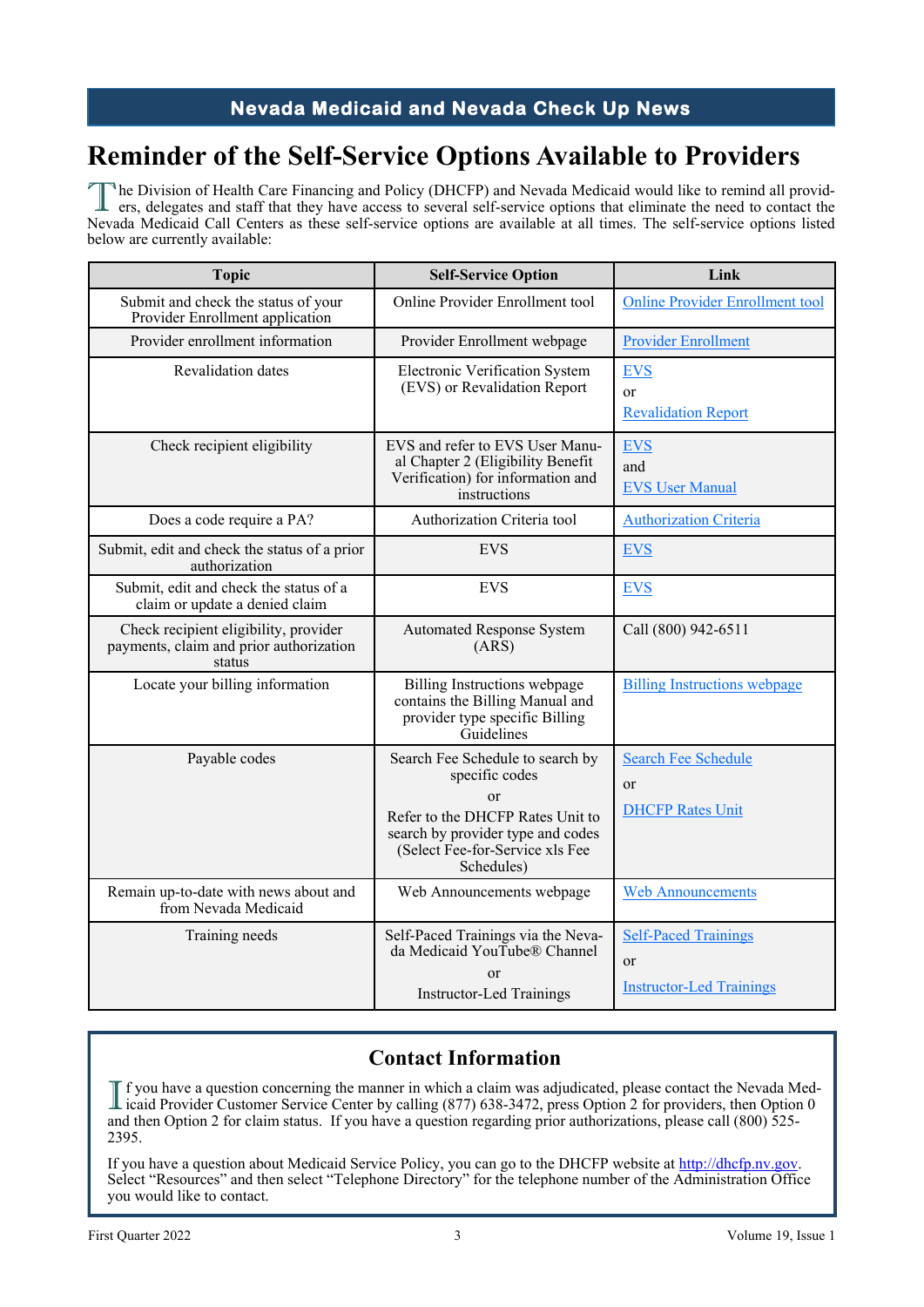## Nevada Medicaid and Nevada Check Up News

# Reminder of the Self-Service Options Available to Providers

The Division of Health Care Financing and Policy (DHCFP) and Nevada Medicaid would like to remind all providers, delegates and staff that they have access to several self-service options that eliminate the need to contact the Nevada Medicaid Call Centers as these self-service options are available at all times. The self-service options listed below are currently available:

| Topic | Self-Service Option | Link |
|---|---|---|
| Submit and check the status of your Provider Enrollment application | Online Provider Enrollment tool | Online Provider Enrollment tool |
| Provider enrollment information | Provider Enrollment webpage | Provider Enrollment |
| Revalidation dates | Electronic Verification System (EVS) or Revalidation Report | EVS or Revalidation Report |
| Check recipient eligibility | EVS and refer to EVS User Manual Chapter 2 (Eligibility Benefit Verification) for information and instructions | EVS and EVS User Manual |
| Does a code require a PA? | Authorization Criteria tool | Authorization Criteria |
| Submit, edit and check the status of a prior authorization | EVS | EVS |
| Submit, edit and check the status of a claim or update a denied claim | EVS | EVS |
| Check recipient eligibility, provider payments, claim and prior authorization status | Automated Response System (ARS) | Call (800) 942-6511 |
| Locate your billing information | Billing Instructions webpage contains the Billing Manual and provider type specific Billing Guidelines | Billing Instructions webpage |
| Payable codes | Search Fee Schedule to search by specific codes or Refer to the DHCFP Rates Unit to search by provider type and codes (Select Fee-for-Service xls Fee Schedules) | Search Fee Schedule or DHCFP Rates Unit |
| Remain up-to-date with news about and from Nevada Medicaid | Web Announcements webpage | Web Announcements |
| Training needs | Self-Paced Trainings via the Nevada Medicaid YouTube® Channel or Instructor-Led Trainings | Self-Paced Trainings or Instructor-Led Trainings |

## Contact Information

If you have a question concerning the manner in which a claim was adjudicated, please contact the Nevada Medicaid Provider Customer Service Center by calling (877) 638-3472, press Option 2 for providers, then Option 0 and then Option 2 for claim status. If you have a question regarding prior authorizations, please call (800) 525-2395.

If you have a question about Medicaid Service Policy, you can go to the DHCFP website at http://dhcfp.nv.gov. Select "Resources" and then select "Telephone Directory" for the telephone number of the Administration Office you would like to contact.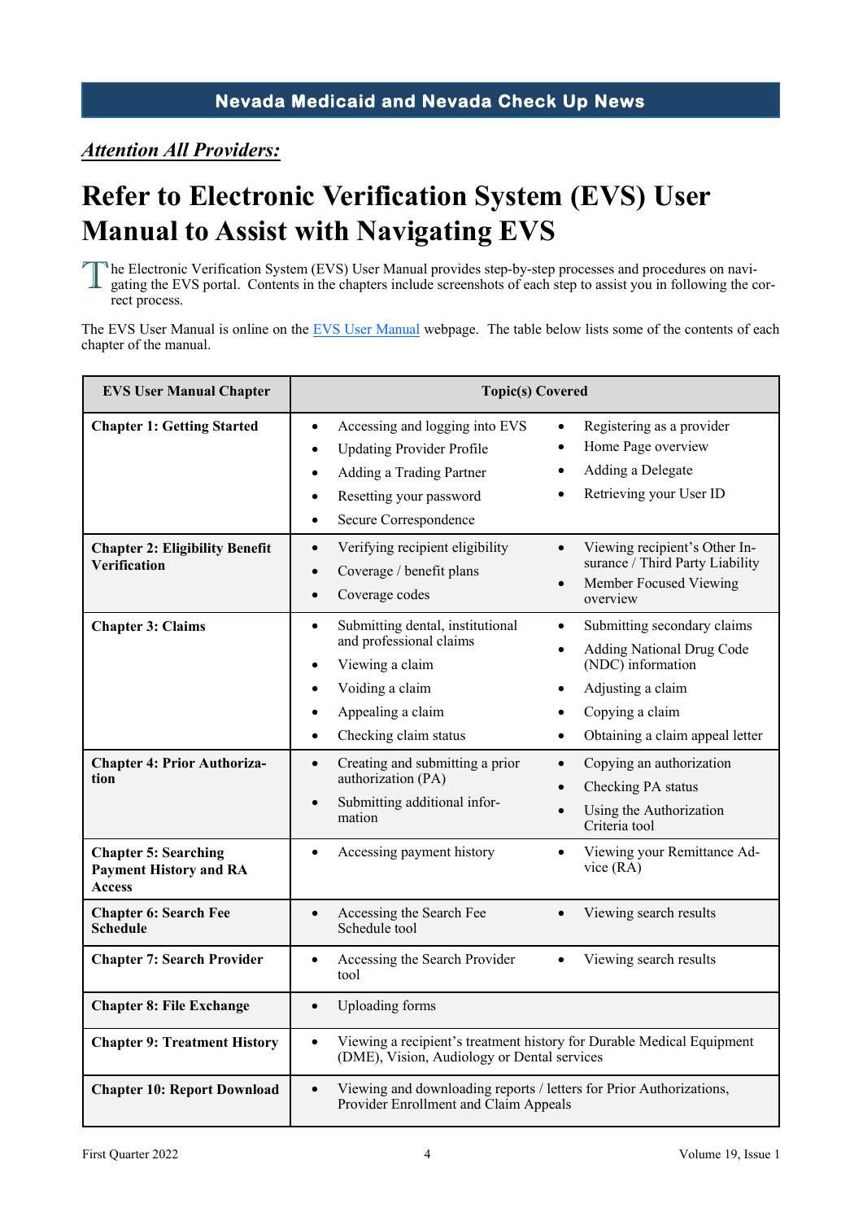## Nevada Medicaid and Nevada Check Up News

***Attention All Providers:***

# Refer to Electronic Verification System (EVS) User Manual to Assist with Navigating EVS

The Electronic Verification System (EVS) User Manual provides step-by-step processes and procedures on navigating the EVS portal. Contents in the chapters include screenshots of each step to assist you in following the correct process.

The EVS User Manual is online on the EVS User Manual webpage. The table below lists some of the contents of each chapter of the manual.

| EVS User Manual Chapter | Topic(s) Covered | |
|---|---|---|
| **Chapter 1: Getting Started** | • Accessing and logging into EVS<br>• Updating Provider Profile<br>• Adding a Trading Partner<br>• Resetting your password<br>• Secure Correspondence | • Registering as a provider<br>• Home Page overview<br>• Adding a Delegate<br>• Retrieving your User ID |
| **Chapter 2: Eligibility Benefit Verification** | • Verifying recipient eligibility<br>• Coverage / benefit plans<br>• Coverage codes | • Viewing recipient's Other Insurance / Third Party Liability<br>• Member Focused Viewing overview |
| **Chapter 3: Claims** | • Submitting dental, institutional and professional claims<br>• Viewing a claim<br>• Voiding a claim<br>• Appealing a claim<br>• Checking claim status | • Submitting secondary claims<br>• Adding National Drug Code (NDC) information<br>• Adjusting a claim<br>• Copying a claim<br>• Obtaining a claim appeal letter |
| **Chapter 4: Prior Authorization** | • Creating and submitting a prior authorization (PA)<br>• Submitting additional information | • Copying an authorization<br>• Checking PA status<br>• Using the Authorization Criteria tool |
| **Chapter 5: Searching Payment History and RA Access** | • Accessing payment history | • Viewing your Remittance Advice (RA) |
| **Chapter 6: Search Fee Schedule** | • Accessing the Search Fee Schedule tool | • Viewing search results |
| **Chapter 7: Search Provider** | • Accessing the Search Provider tool | • Viewing search results |
| **Chapter 8: File Exchange** | • Uploading forms | |
| **Chapter 9: Treatment History** | • Viewing a recipient's treatment history for Durable Medical Equipment (DME), Vision, Audiology or Dental services | |
| **Chapter 10: Report Download** | • Viewing and downloading reports / letters for Prior Authorizations, Provider Enrollment and Claim Appeals | |